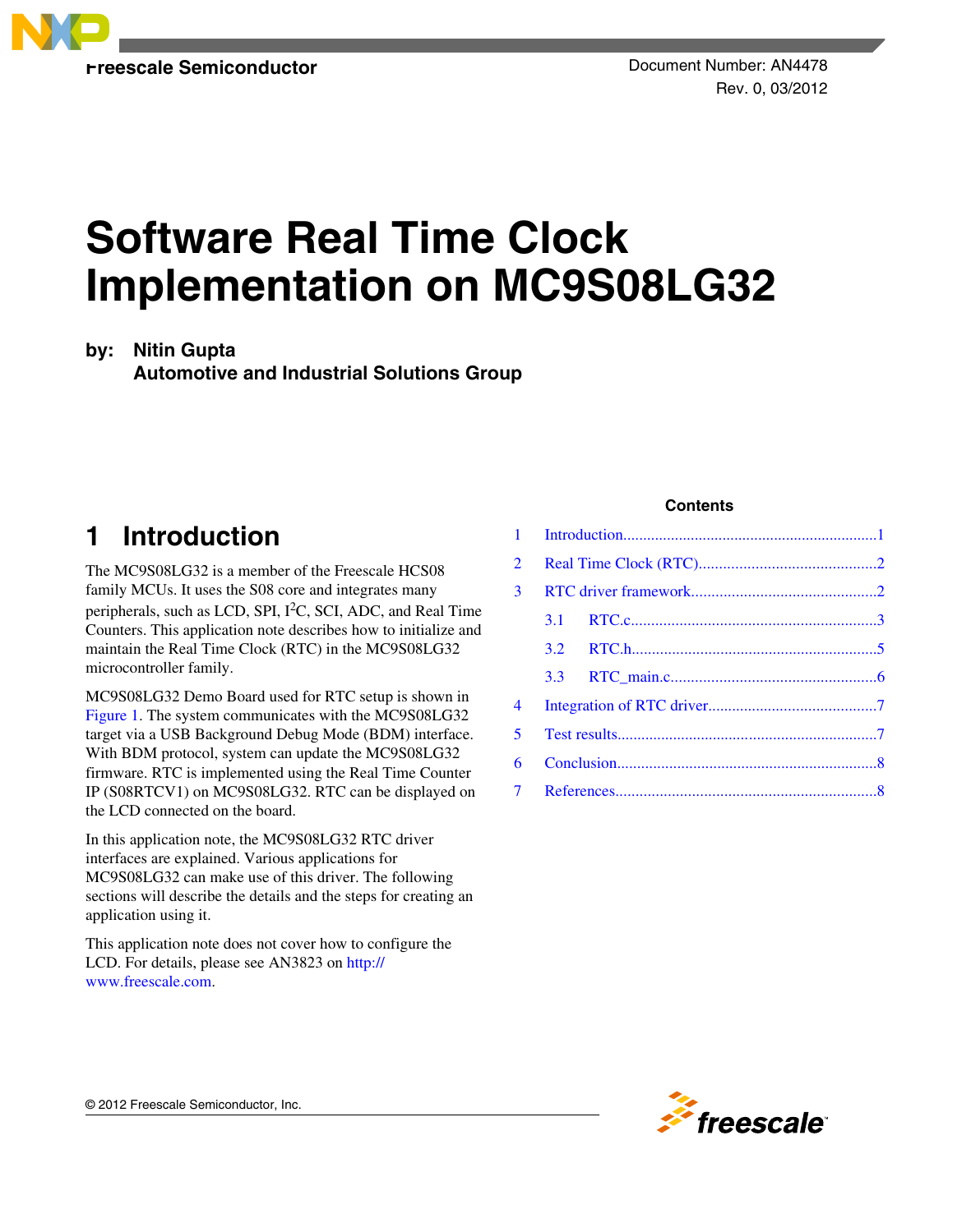Freescale Semiconductor

Document Number: AN4478
Rev. 0, 03/2012

# Software Real Time Clock Implementation on MC9S08LG32

**by: Nitin Gupta**
**Automotive and Industrial Solutions Group**

## Contents

| | | |
|---|---|---|
| 1 | Introduction | 1 |
| 2 | Real Time Clock (RTC) | 2 |
| 3 | RTC driver framework | 2 |
| 3.1 | RTC.c | 3 |
| 3.2 | RTC.h | 5 |
| 3.3 | RTC_main.c | 6 |
| 4 | Integration of RTC driver | 7 |
| 5 | Test results | 7 |
| 6 | Conclusion | 8 |
| 7 | References | 8 |

## 1 Introduction

The MC9S08LG32 is a member of the Freescale HCS08 family MCUs. It uses the S08 core and integrates many peripherals, such as LCD, SPI, $I^2C$, SCI, ADC, and Real Time Counters. This application note describes how to initialize and maintain the Real Time Clock (RTC) in the MC9S08LG32 microcontroller family.

MC9S08LG32 Demo Board used for RTC setup is shown in Figure 1. The system communicates with the MC9S08LG32 target via a USB Background Debug Mode (BDM) interface. With BDM protocol, system can update the MC9S08LG32 firmware. RTC is implemented using the Real Time Counter IP (S08RTCV1) on MC9S08LG32. RTC can be displayed on the LCD connected on the board.

In this application note, the MC9S08LG32 RTC driver interfaces are explained. Various applications for MC9S08LG32 can make use of this driver. The following sections will describe the details and the steps for creating an application using it.

This application note does not cover how to configure the LCD. For details, please see AN3823 on http://www.freescale.com.

© 2012 Freescale Semiconductor, Inc.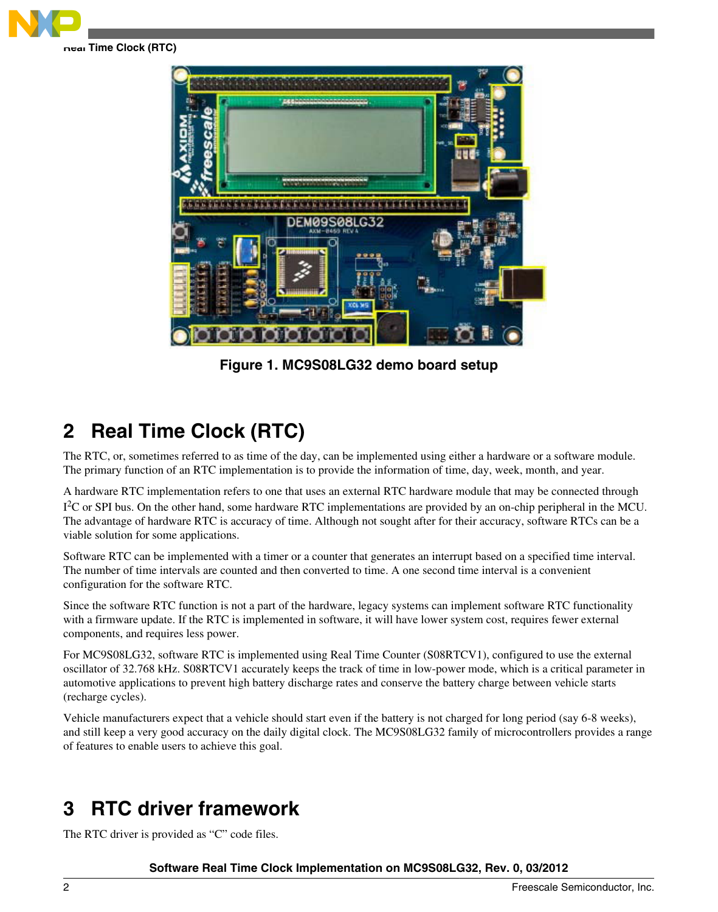Figure 1. MC9S08LG32 demo board setup

## 2 Real Time Clock (RTC)

The RTC, or, sometimes referred to as time of the day, can be implemented using either a hardware or a software module. The primary function of an RTC implementation is to provide the information of time, day, week, month, and year.

A hardware RTC implementation refers to one that uses an external RTC hardware module that may be connected through I$^2$C or SPI bus. On the other hand, some hardware RTC implementations are provided by an on-chip peripheral in the MCU. The advantage of hardware RTC is accuracy of time. Although not sought after for their accuracy, software RTCs can be a viable solution for some applications.

Software RTC can be implemented with a timer or a counter that generates an interrupt based on a specified time interval. The number of time intervals are counted and then converted to time. A one second time interval is a convenient configuration for the software RTC.

Since the software RTC function is not a part of the hardware, legacy systems can implement software RTC functionality with a firmware update. If the RTC is implemented in software, it will have lower system cost, requires fewer external components, and requires less power.

For MC9S08LG32, software RTC is implemented using Real Time Counter (S08RTCV1), configured to use the external oscillator of 32.768 kHz. S08RTCV1 accurately keeps the track of time in low-power mode, which is a critical parameter in automotive applications to prevent high battery discharge rates and conserve the battery charge between vehicle starts (recharge cycles).

Vehicle manufacturers expect that a vehicle should start even if the battery is not charged for long period (say 6-8 weeks), and still keep a very good accuracy on the daily digital clock. The MC9S08LG32 family of microcontrollers provides a range of features to enable users to achieve this goal.

## 3 RTC driver framework

The RTC driver is provided as "C" code files.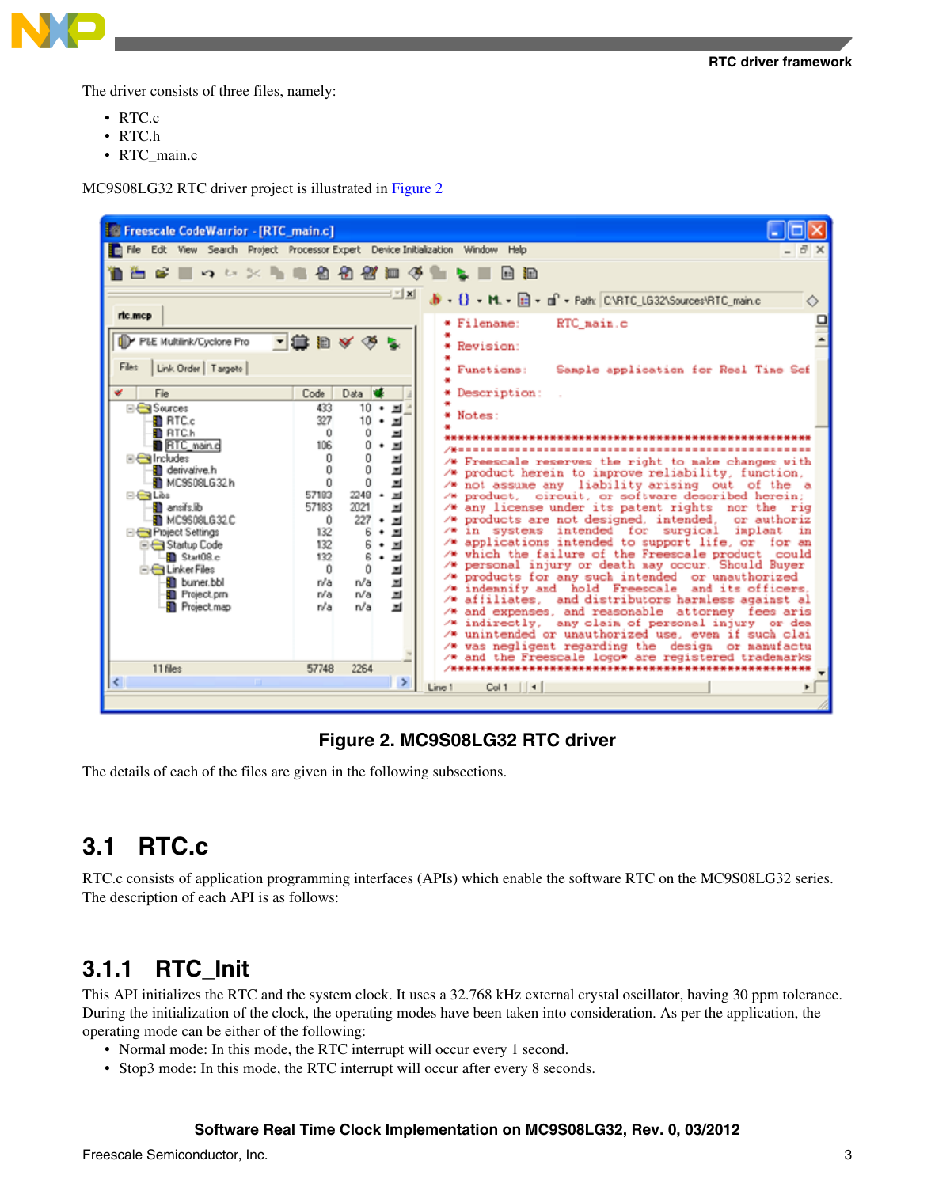The driver consists of three files, namely:

- RTC.c
- RTC.h
- RTC_main.c

MC9S08LG32 RTC driver project is illustrated in Figure 2

**Figure 2. MC9S08LG32 RTC driver**

The details of each of the files are given in the following subsections.

## 3.1 RTC.c

RTC.c consists of application programming interfaces (APIs) which enable the software RTC on the MC9S08LG32 series. The description of each API is as follows:

### 3.1.1 RTC_Init

This API initializes the RTC and the system clock. It uses a 32.768 kHz external crystal oscillator, having 30 ppm tolerance. During the initialization of the clock, the operating modes have been taken into consideration. As per the application, the operating mode can be either of the following:

- Normal mode: In this mode, the RTC interrupt will occur every 1 second.
- Stop3 mode: In this mode, the RTC interrupt will occur after every 8 seconds.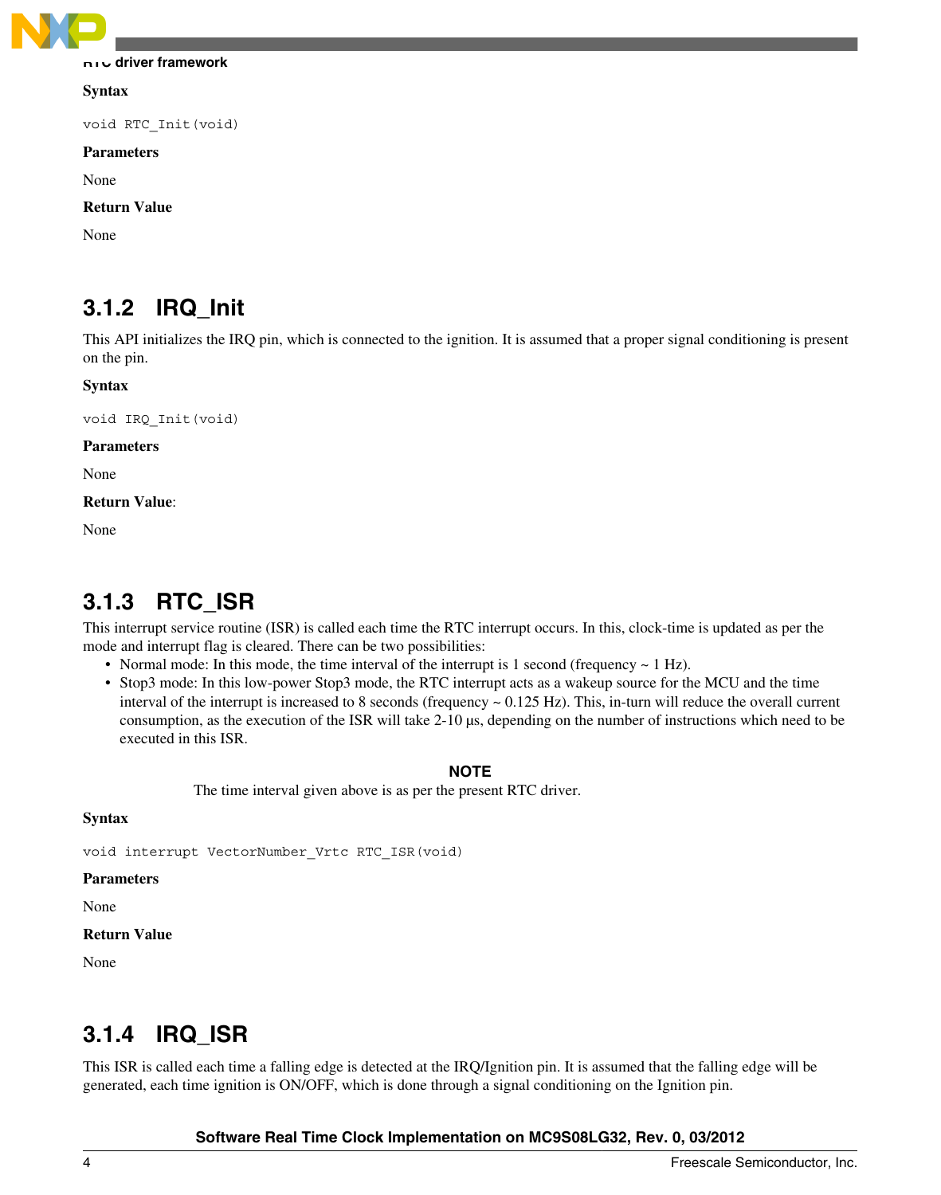**Syntax**

```
void RTC_Init(void)
```

**Parameters**

None

**Return Value**

None

### 3.1.2 IRQ_Init

This API initializes the IRQ pin, which is connected to the ignition. It is assumed that a proper signal conditioning is present on the pin.

**Syntax**

```
void IRQ_Init(void)
```

**Parameters**

None

**Return Value**:

None

### 3.1.3 RTC_ISR

This interrupt service routine (ISR) is called each time the RTC interrupt occurs. In this, clock-time is updated as per the mode and interrupt flag is cleared. There can be two possibilities:

- Normal mode: In this mode, the time interval of the interrupt is 1 second (frequency ~ 1 Hz).
- Stop3 mode: In this low-power Stop3 mode, the RTC interrupt acts as a wakeup source for the MCU and the time interval of the interrupt is increased to 8 seconds (frequency ~ 0.125 Hz). This, in-turn will reduce the overall current consumption, as the execution of the ISR will take 2-10 µs, depending on the number of instructions which need to be executed in this ISR.

**NOTE**

The time interval given above is as per the present RTC driver.

**Syntax**

```
void interrupt VectorNumber_Vrtc RTC_ISR(void)
```

**Parameters**

None

**Return Value**

None

### 3.1.4 IRQ_ISR

This ISR is called each time a falling edge is detected at the IRQ/Ignition pin. It is assumed that the falling edge will be generated, each time ignition is ON/OFF, which is done through a signal conditioning on the Ignition pin.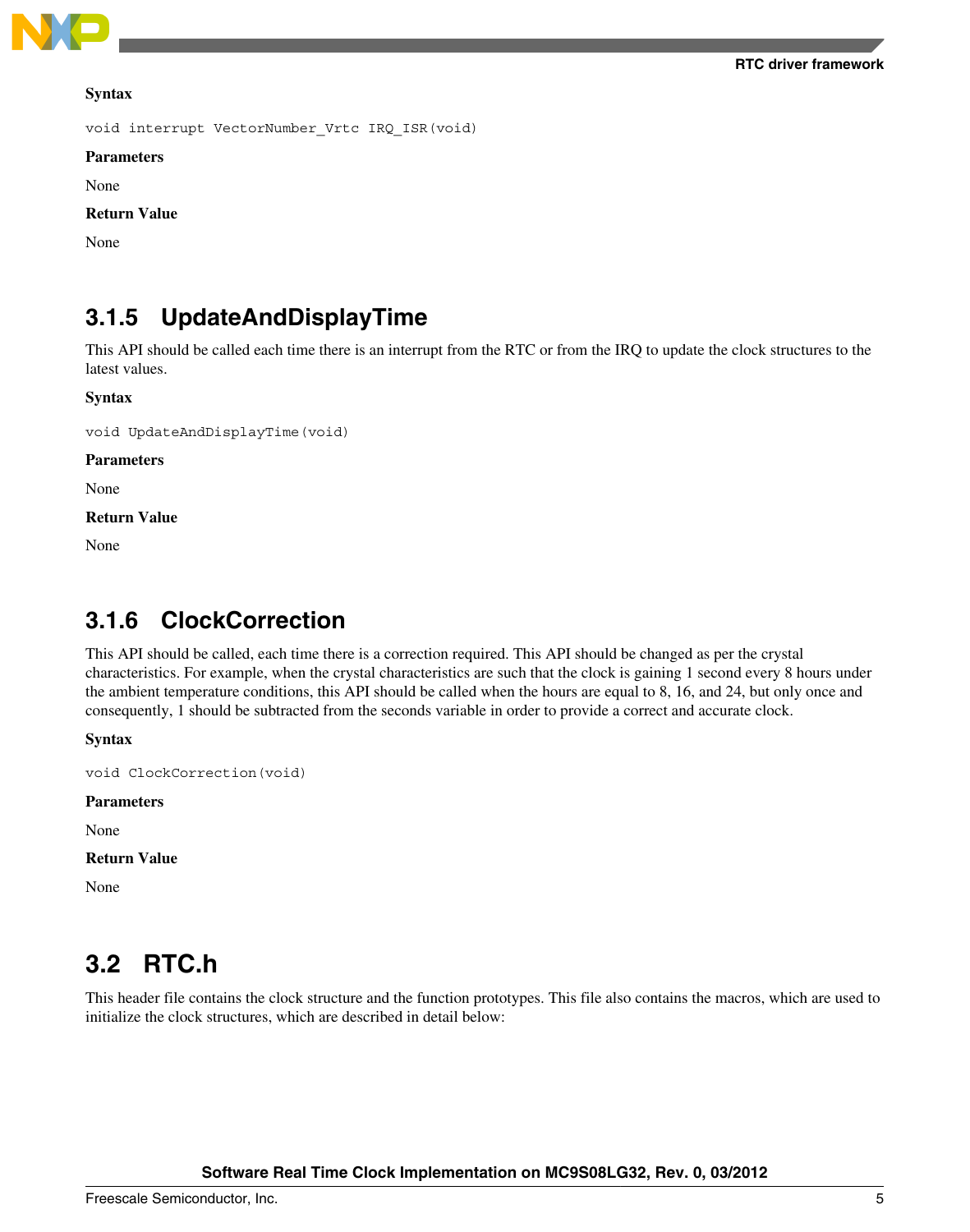**Syntax**

```
void interrupt VectorNumber_Vrtc IRQ_ISR(void)
```

**Parameters**

None

**Return Value**

None

### 3.1.5 UpdateAndDisplayTime

This API should be called each time there is an interrupt from the RTC or from the IRQ to update the clock structures to the latest values.

**Syntax**

```
void UpdateAndDisplayTime(void)
```

**Parameters**

None

**Return Value**

None

### 3.1.6 ClockCorrection

This API should be called, each time there is a correction required. This API should be changed as per the crystal characteristics. For example, when the crystal characteristics are such that the clock is gaining 1 second every 8 hours under the ambient temperature conditions, this API should be called when the hours are equal to 8, 16, and 24, but only once and consequently, 1 should be subtracted from the seconds variable in order to provide a correct and accurate clock.

**Syntax**

```
void ClockCorrection(void)
```

**Parameters**

None

**Return Value**

None

## 3.2 RTC.h

This header file contains the clock structure and the function prototypes. This file also contains the macros, which are used to initialize the clock structures, which are described in detail below: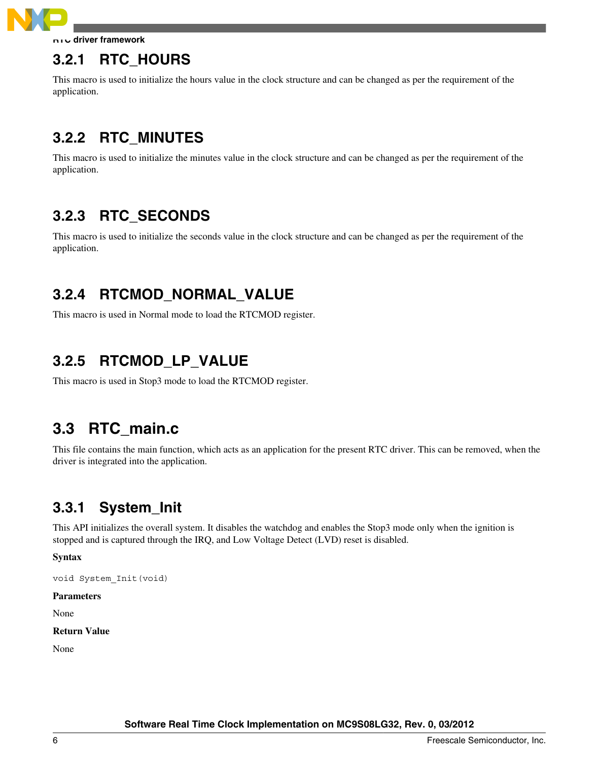### 3.2.1 RTC_HOURS

This macro is used to initialize the hours value in the clock structure and can be changed as per the requirement of the application.

### 3.2.2 RTC_MINUTES

This macro is used to initialize the minutes value in the clock structure and can be changed as per the requirement of the application.

### 3.2.3 RTC_SECONDS

This macro is used to initialize the seconds value in the clock structure and can be changed as per the requirement of the application.

### 3.2.4 RTCMOD_NORMAL_VALUE

This macro is used in Normal mode to load the RTCMOD register.

### 3.2.5 RTCMOD_LP_VALUE

This macro is used in Stop3 mode to load the RTCMOD register.

## 3.3 RTC_main.c

This file contains the main function, which acts as an application for the present RTC driver. This can be removed, when the driver is integrated into the application.

### 3.3.1 System_Init

This API initializes the overall system. It disables the watchdog and enables the Stop3 mode only when the ignition is stopped and is captured through the IRQ, and Low Voltage Detect (LVD) reset is disabled.

**Syntax**

```
void System_Init(void)
```

**Parameters**

None

**Return Value**

None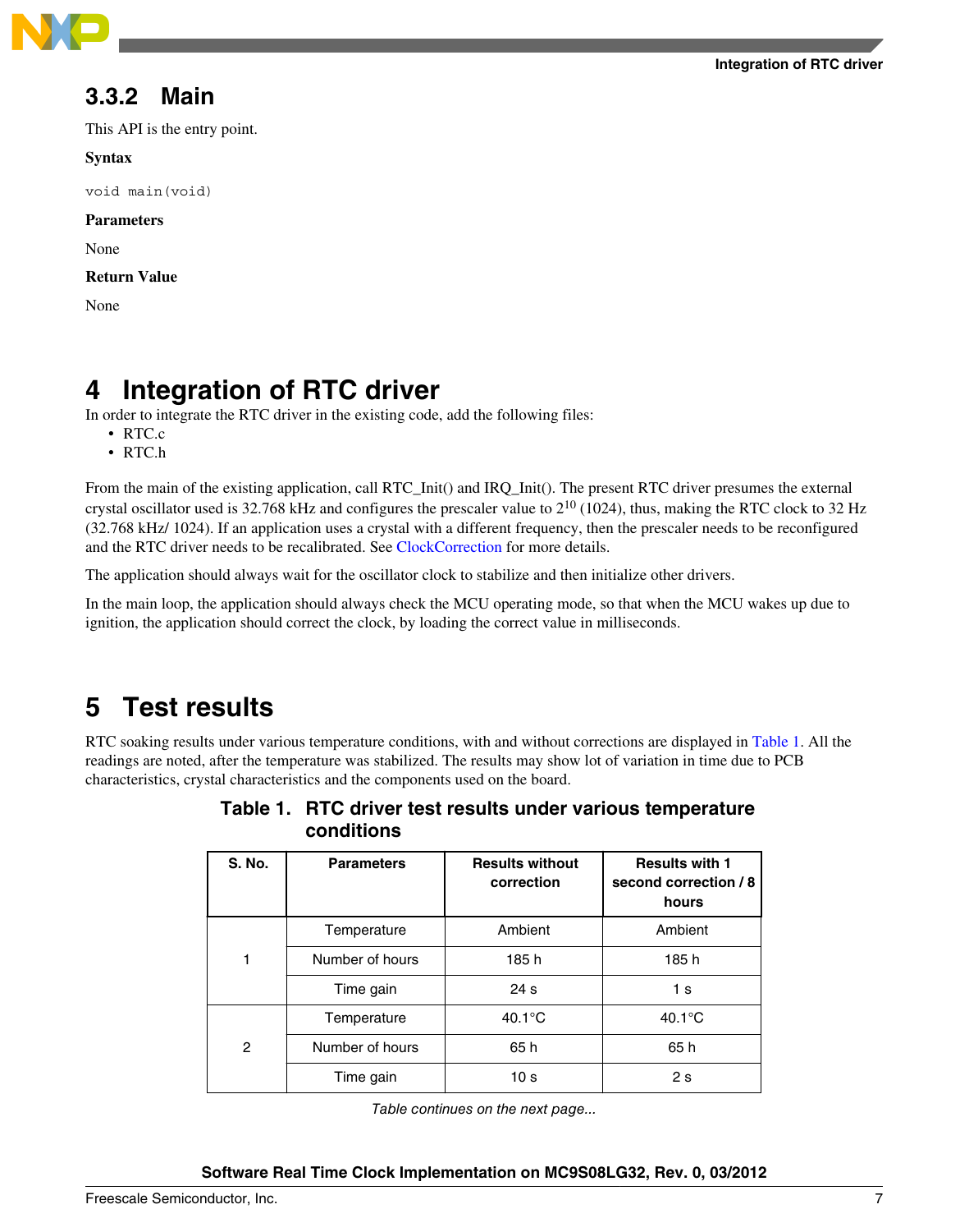### 3.3.2 Main

This API is the entry point.

**Syntax**

```
void main(void)
```

**Parameters**

None

**Return Value**

None

# 4 Integration of RTC driver

In order to integrate the RTC driver in the existing code, add the following files:

- RTC.c
- RTC.h

From the main of the existing application, call RTC_Init() and IRQ_Init(). The present RTC driver presumes the external crystal oscillator used is 32.768 kHz and configures the prescaler value to $2^{10}$ (1024), thus, making the RTC clock to 32 Hz (32.768 kHz/ 1024). If an application uses a crystal with a different frequency, then the prescaler needs to be reconfigured and the RTC driver needs to be recalibrated. See ClockCorrection for more details.

The application should always wait for the oscillator clock to stabilize and then initialize other drivers.

In the main loop, the application should always check the MCU operating mode, so that when the MCU wakes up due to ignition, the application should correct the clock, by loading the correct value in milliseconds.

# 5 Test results

RTC soaking results under various temperature conditions, with and without corrections are displayed in Table 1. All the readings are noted, after the temperature was stabilized. The results may show lot of variation in time due to PCB characteristics, crystal characteristics and the components used on the board.

**Table 1. RTC driver test results under various temperature conditions**

| S. No. | Parameters | Results without correction | Results with 1 second correction / 8 hours |
|---|---|---|---|
| 1 | Temperature | Ambient | Ambient |
| | Number of hours | 185 h | 185 h |
| | Time gain | 24 s | 1 s |
| 2 | Temperature | 40.1°C | 40.1°C |
| | Number of hours | 65 h | 65 h |
| | Time gain | 10 s | 2 s |

*Table continues on the next page...*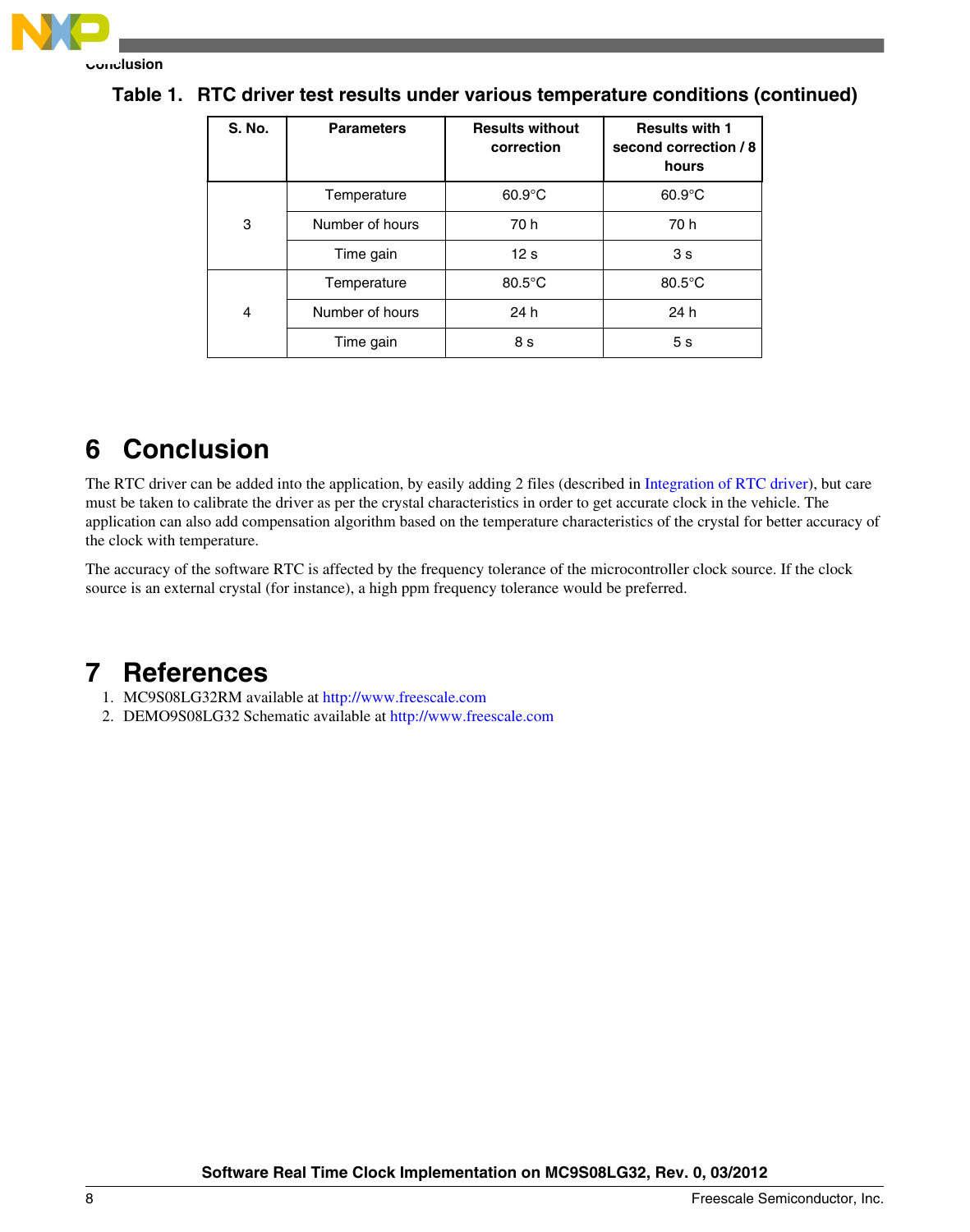**Table 1. RTC driver test results under various temperature conditions (continued)**

| S. No. | Parameters | Results without correction | Results with 1 second correction / 8 hours |
|---|---|---|---|
| 3 | Temperature | 60.9°C | 60.9°C |
| | Number of hours | 70 h | 70 h |
| | Time gain | 12 s | 3 s |
| 4 | Temperature | 80.5°C | 80.5°C |
| | Number of hours | 24 h | 24 h |
| | Time gain | 8 s | 5 s |

# 6 Conclusion

The RTC driver can be added into the application, by easily adding 2 files (described in Integration of RTC driver), but care must be taken to calibrate the driver as per the crystal characteristics in order to get accurate clock in the vehicle. The application can also add compensation algorithm based on the temperature characteristics of the crystal for better accuracy of the clock with temperature.

The accuracy of the software RTC is affected by the frequency tolerance of the microcontroller clock source. If the clock source is an external crystal (for instance), a high ppm frequency tolerance would be preferred.

# 7 References

1. MC9S08LG32RM available at http://www.freescale.com
2. DEMO9S08LG32 Schematic available at http://www.freescale.com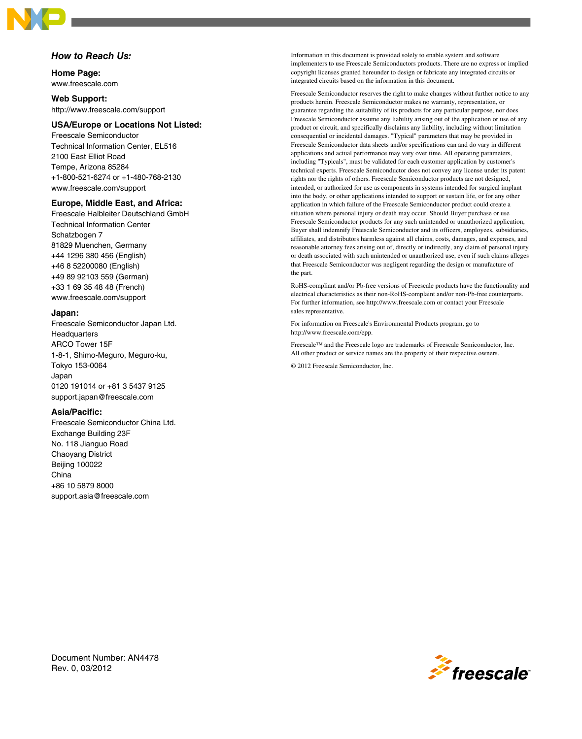*How to Reach Us:*

**Home Page:**
www.freescale.com

**Web Support:**
http://www.freescale.com/support

**USA/Europe or Locations Not Listed:**
Freescale Semiconductor
Technical Information Center, EL516
2100 East Elliot Road
Tempe, Arizona 85284
+1-800-521-6274 or +1-480-768-2130
www.freescale.com/support

**Europe, Middle East, and Africa:**
Freescale Halbleiter Deutschland GmbH
Technical Information Center
Schatzbogen 7
81829 Muenchen, Germany
+44 1296 380 456 (English)
+46 8 52200080 (English)
+49 89 92103 559 (German)
+33 1 69 35 48 48 (French)
www.freescale.com/support

**Japan:**
Freescale Semiconductor Japan Ltd.
Headquarters
ARCO Tower 15F
1-8-1, Shimo-Meguro, Meguro-ku,
Tokyo 153-0064
Japan
0120 191014 or +81 3 5437 9125
support.japan@freescale.com

**Asia/Pacific:**
Freescale Semiconductor China Ltd.
Exchange Building 23F
No. 118 Jianguo Road
Chaoyang District
Beijing 100022
China
+86 10 5879 8000
support.asia@freescale.com

Information in this document is provided solely to enable system and software implementers to use Freescale Semiconductors products. There are no express or implied copyright licenses granted hereunder to design or fabricate any integrated circuits or integrated circuits based on the information in this document.

Freescale Semiconductor reserves the right to make changes without further notice to any products herein. Freescale Semiconductor makes no warranty, representation, or guarantee regarding the suitability of its products for any particular purpose, nor does Freescale Semiconductor assume any liability arising out of the application or use of any product or circuit, and specifically disclaims any liability, including without limitation consequential or incidental damages. "Typical" parameters that may be provided in Freescale Semiconductor data sheets and/or specifications can and do vary in different applications and actual performance may vary over time. All operating parameters, including "Typicals", must be validated for each customer application by customer's technical experts. Freescale Semiconductor does not convey any license under its patent rights nor the rights of others. Freescale Semiconductor products are not designed, intended, or authorized for use as components in systems intended for surgical implant into the body, or other applications intended to support or sustain life, or for any other application in which failure of the Freescale Semiconductor product could create a situation where personal injury or death may occur. Should Buyer purchase or use Freescale Semiconductor products for any such unintended or unauthorized application, Buyer shall indemnify Freescale Semiconductor and its officers, employees, subsidiaries, affiliates, and distributors harmless against all claims, costs, damages, and expenses, and reasonable attorney fees arising out of, directly or indirectly, any claim of personal injury or death associated with such unintended or unauthorized use, even if such claims alleges that Freescale Semiconductor was negligent regarding the design or manufacture of the part.

RoHS-compliant and/or Pb-free versions of Freescale products have the functionality and electrical characteristics as their non-RoHS-complaint and/or non-Pb-free counterparts. For further information, see http://www.freescale.com or contact your Freescale sales representative.

For information on Freescale's Environmental Products program, go to http://www.freescale.com/epp.

Freescale™ and the Freescale logo are trademarks of Freescale Semiconductor, Inc. All other product or service names are the property of their respective owners.

© 2012 Freescale Semiconductor, Inc.

Document Number: AN4478
Rev. 0, 03/2012